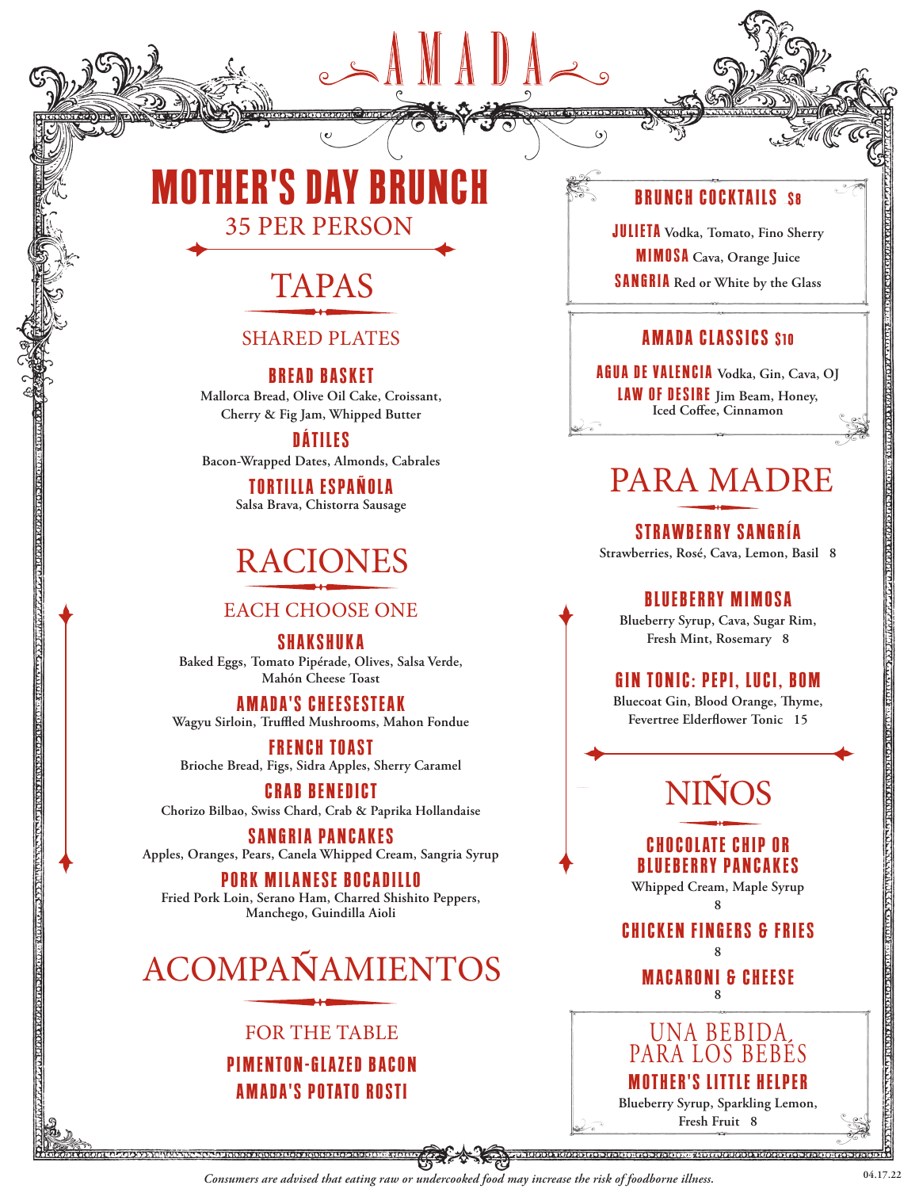# AMADA

# MOTHER'S DAY BRUNCH

35 PER PERSON

## TAPAS

### SHARED PLATES

**BREAD BASKET**
Mallorca Bread, Olive Oil Cake, Croissant, Cherry & Fig Jam, Whipped Butter

**DÁTILES**
Bacon-Wrapped Dates, Almonds, Cabrales

**TORTILLA ESPAÑOLA**
Salsa Brava, Chistorra Sausage

## RACIONES

### EACH CHOOSE ONE

**SHAKSHUKA**
Baked Eggs, Tomato Pipérade, Olives, Salsa Verde, Mahón Cheese Toast

**AMADA'S CHEESESTEAK**
Wagyu Sirloin, Truffled Mushrooms, Mahon Fondue

**FRENCH TOAST**
Brioche Bread, Figs, Sidra Apples, Sherry Caramel

**CRAB BENEDICT**
Chorizo Bilbao, Swiss Chard, Crab & Paprika Hollandaise

**SANGRIA PANCAKES**
Apples, Oranges, Pears, Canela Whipped Cream, Sangria Syrup

**PORK MILANESE BOCADILLO**
Fried Pork Loin, Serano Ham, Charred Shishito Peppers, Manchego, Guindilla Aioli

## ACOMPAÑAMIENTOS

### FOR THE TABLE

**PIMENTON-GLAZED BACON**

**AMADA'S POTATO ROSTI**

## BRUNCH COCKTAILS $8

**JULIETA** Vodka, Tomato, Fino Sherry

**MIMOSA** Cava, Orange Juice

**SANGRIA** Red or White by the Glass

## AMADA CLASSICS $10

**AGUA DE VALENCIA** Vodka, Gin, Cava, OJ

**LAW OF DESIRE** Jim Beam, Honey, Iced Coffee, Cinnamon

## PARA MADRE

**STRAWBERRY SANGRÍA**
Strawberries, Rosé, Cava, Lemon, Basil 8

**BLUEBERRY MIMOSA**
Blueberry Syrup, Cava, Sugar Rim, Fresh Mint, Rosemary 8

**GIN TONIC: PEPI, LUCI, BOM**
Bluecoat Gin, Blood Orange, Thyme, Fevertree Elderflower Tonic 15

## NIÑOS

**CHOCOLATE CHIP OR BLUEBERRY PANCAKES**
Whipped Cream, Maple Syrup
8

**CHICKEN FINGERS & FRIES**
8

**MACARONI & CHEESE**
8

## UNA BEBIDA PARA LOS BEBÉS

**MOTHER'S LITTLE HELPER**
Blueberry Syrup, Sparkling Lemon, Fresh Fruit 8

*Consumers are advised that eating raw or undercooked food may increase the risk of foodborne illness.*

04.17.22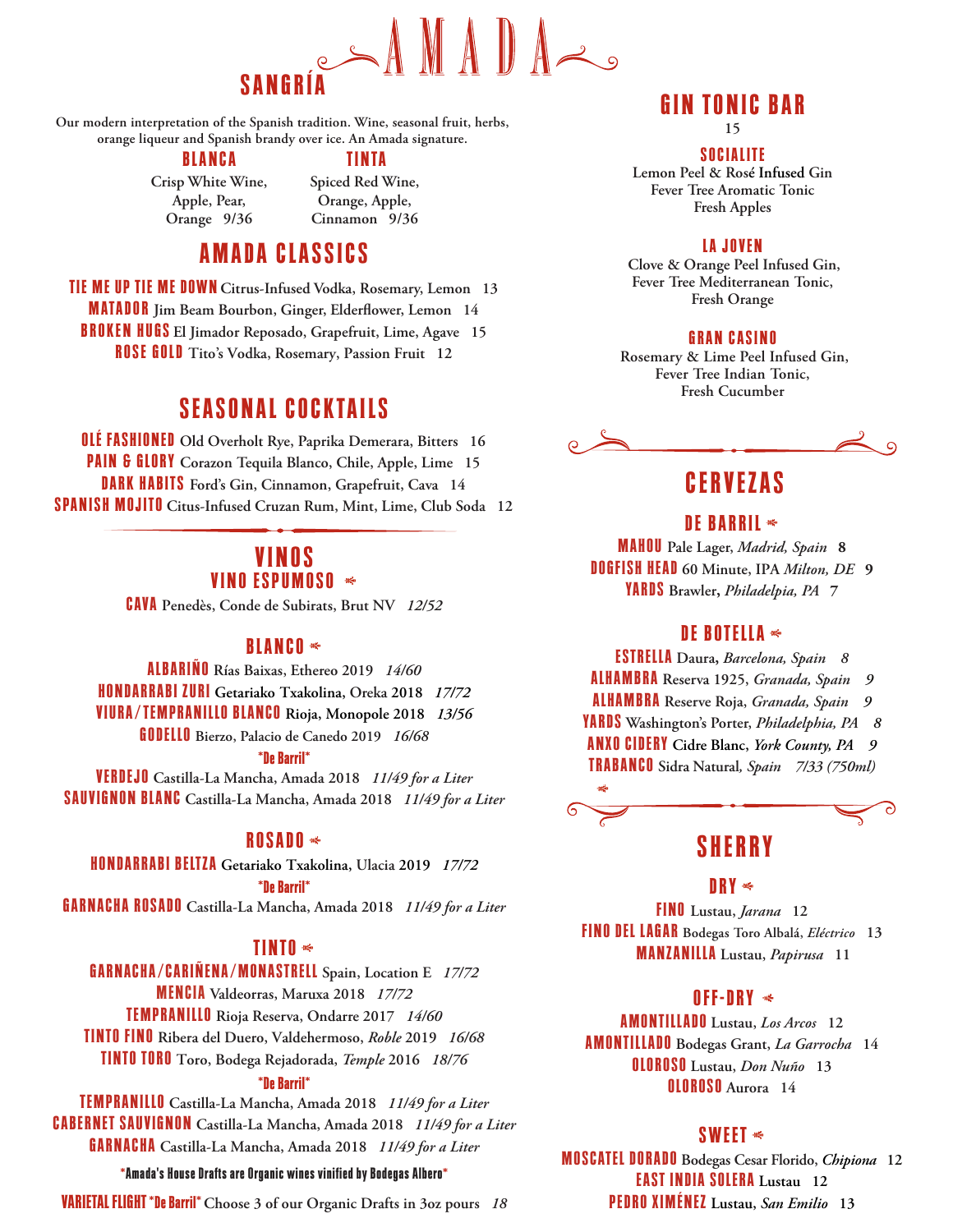# AMADA

## SANGRÍA

Our modern interpretation of the Spanish tradition. Wine, seasonal fruit, herbs, orange liqueur and Spanish brandy over ice. An Amada signature.

**BLANCA**
Crisp White Wine, Apple, Pear, Orange 9/36

**TINTA**
Spiced Red Wine, Orange, Apple, Cinnamon 9/36

## AMADA CLASSICS

**TIE ME UP TIE ME DOWN** Citrus-Infused Vodka, Rosemary, Lemon 13
**MATADOR** Jim Beam Bourbon, Ginger, Elderflower, Lemon 14
**BROKEN HUGS** El Jimador Reposado, Grapefruit, Lime, Agave 15
**ROSE GOLD** Tito's Vodka, Rosemary, Passion Fruit 12

## SEASONAL COCKTAILS

**OLÉ FASHIONED** Old Overholt Rye, Paprika Demerara, Bitters 16
**PAIN & GLORY** Corazon Tequila Blanco, Chile, Apple, Lime 15
**DARK HABITS** Ford's Gin, Cinnamon, Grapefruit, Cava 14
**SPANISH MOJITO** Citus-Infused Cruzan Rum, Mint, Lime, Club Soda 12

## VINOS

### VINO ESPUMOSO

**CAVA** Penedès, Conde de Subirats, Brut NV *12/52*

### BLANCO

**ALBARIÑO** Rías Baixas, Ethereo 2019 *14/60*
**HONDARRABI ZURI** Getariako Txakolina, Oreka 2018 *17/72*
**VIURA/TEMPRANILLO BLANCO** Rioja, Monopole 2018 *13/56*
**GODELLO** Bierzo, Palacio de Canedo 2019 *16/68*

*De Barril*

**VERDEJO** Castilla-La Mancha, Amada 2018 *11/49 for a Liter*
**SAUVIGNON BLANC** Castilla-La Mancha, Amada 2018 *11/49 for a Liter*

### ROSADO

**HONDARRABI BELTZA** Getariako Txakolina, Ulacia 2019 *17/72*

*De Barril*

**GARNACHA ROSADO** Castilla-La Mancha, Amada 2018 *11/49 for a Liter*

### TINTO

**GARNACHA/CARIÑENA/MONASTRELL** Spain, Location E *17/72*
**MENCIA** Valdeorras, Maruxa 2018 *17/72*
**TEMPRANILLO** Rioja Reserva, Ondarre 2017 *14/60*
**TINTO FINO** Ribera del Duero, Valdehermoso, *Roble* 2019 *16/68*
**TINTO TORO** Toro, Bodega Rejadorada, *Temple* 2016 *18/76*

*De Barril*

**TEMPRANILLO** Castilla-La Mancha, Amada 2018 *11/49 for a Liter*
**CABERNET SAUVIGNON** Castilla-La Mancha, Amada 2018 *11/49 for a Liter*
**GARNACHA** Castilla-La Mancha, Amada 2018 *11/49 for a Liter*

*Amada's House Drafts are Organic wines vinified by Bodegas Albero*

**VARIETAL FLIGHT** *De Barril* Choose 3 of our Organic Drafts in 3oz pours *18*

## GIN TONIC BAR

15

**SOCIALITE**
Lemon Peel & Rosé Infused Gin
Fever Tree Aromatic Tonic
Fresh Apples

**LA JOVEN**
Clove & Orange Peel Infused Gin,
Fever Tree Mediterranean Tonic,
Fresh Orange

**GRAN CASINO**
Rosemary & Lime Peel Infused Gin,
Fever Tree Indian Tonic,
Fresh Cucumber

## CERVEZAS

### DE BARRIL

**MAHOU** Pale Lager, *Madrid, Spain* 8
**DOGFISH HEAD** 60 Minute, IPA *Milton, DE* 9
**YARDS** Brawler, *Philadelphia, PA* 7

### DE BOTELLA

**ESTRELLA** Daura, *Barcelona, Spain* 8
**ALHAMBRA** Reserva 1925, *Granada, Spain* 9
**ALHAMBRA** Reserve Roja, *Granada, Spain* 9
**YARDS** Washington's Porter, *Philadelphia, PA* 8
**ANXO CIDERY** Cidre Blanc, *York County, PA* 9
**TRABANCO** Sidra Natural, *Spain* 7/33 (750ml)

## SHERRY

### DRY

**FINO** Lustau, *Jarana* 12
**FINO DEL LAGAR** Bodegas Toro Albalá, *Eléctrico* 13
**MANZANILLA** Lustau, *Papirusa* 11

### OFF-DRY

**AMONTILLADO** Lustau, *Los Arcos* 12
**AMONTILLADO** Bodegas Grant, *La Garrocha* 14
**OLOROSO** Lustau, *Don Nuño* 13
**OLOROSO** Aurora 14

### SWEET

**MOSCATEL DORADO** Bodegas Cesar Florido, *Chipiona* 12
**EAST INDIA SOLERA** Lustau 12
**PEDRO XIMÉNEZ** Lustau, *San Emilio* 13